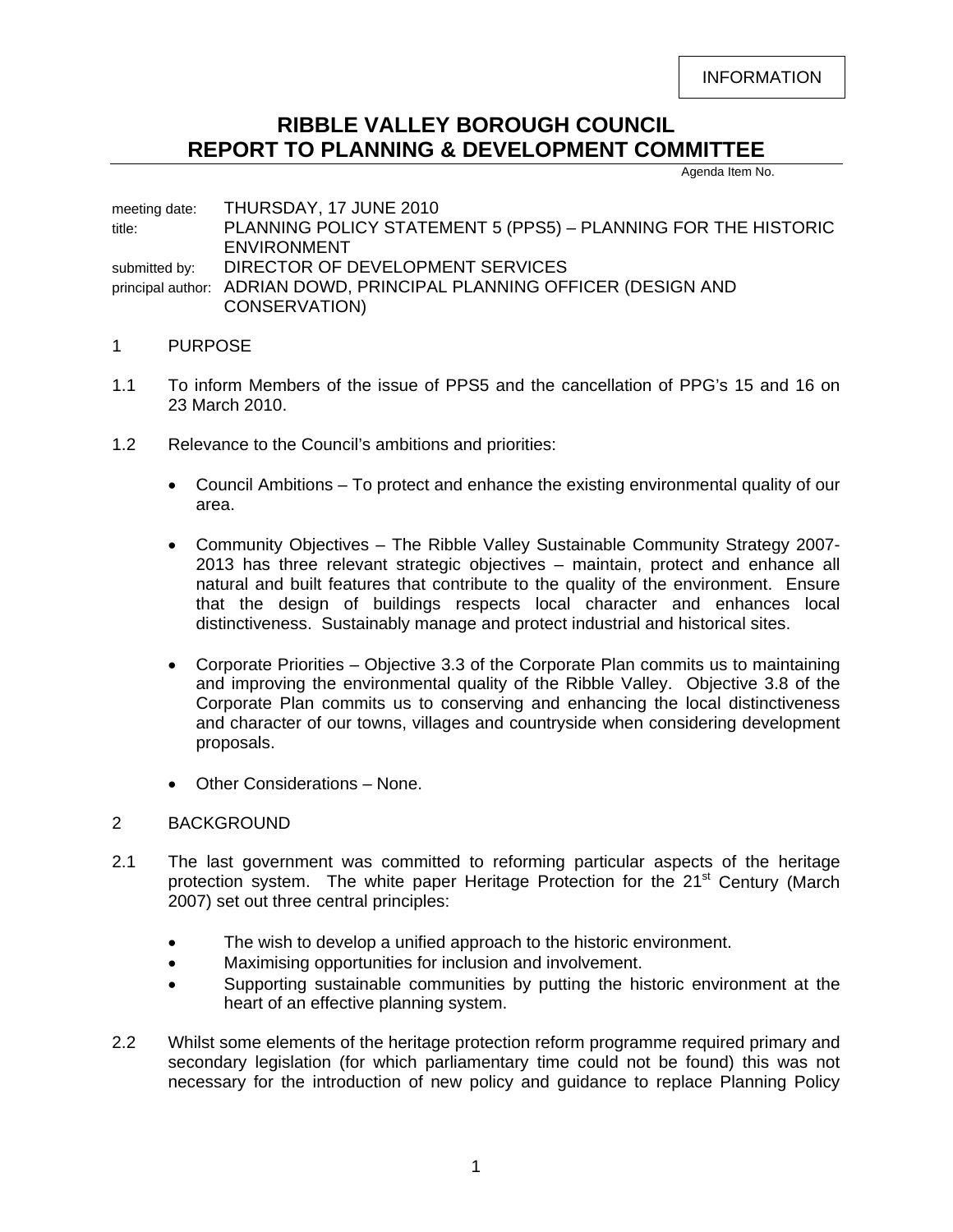INFORMATION

# RIBBLE VALLEY BOROUGH COUNCIL
# REPORT TO PLANNING & DEVELOPMENT COMMITTEE

Agenda Item No.

meeting date: THURSDAY, 17 JUNE 2010
title: PLANNING POLICY STATEMENT 5 (PPS5) – PLANNING FOR THE HISTORIC ENVIRONMENT
submitted by: DIRECTOR OF DEVELOPMENT SERVICES
principal author: ADRIAN DOWD, PRINCIPAL PLANNING OFFICER (DESIGN AND CONSERVATION)

1 PURPOSE

1.1 To inform Members of the issue of PPS5 and the cancellation of PPG's 15 and 16 on 23 March 2010.

1.2 Relevance to the Council's ambitions and priorities:

- Council Ambitions – To protect and enhance the existing environmental quality of our area.
- Community Objectives – The Ribble Valley Sustainable Community Strategy 2007-2013 has three relevant strategic objectives – maintain, protect and enhance all natural and built features that contribute to the quality of the environment. Ensure that the design of buildings respects local character and enhances local distinctiveness. Sustainably manage and protect industrial and historical sites.
- Corporate Priorities – Objective 3.3 of the Corporate Plan commits us to maintaining and improving the environmental quality of the Ribble Valley. Objective 3.8 of the Corporate Plan commits us to conserving and enhancing the local distinctiveness and character of our towns, villages and countryside when considering development proposals.
- Other Considerations – None.

2 BACKGROUND

2.1 The last government was committed to reforming particular aspects of the heritage protection system. The white paper Heritage Protection for the 21st Century (March 2007) set out three central principles:

- The wish to develop a unified approach to the historic environment.
- Maximising opportunities for inclusion and involvement.
- Supporting sustainable communities by putting the historic environment at the heart of an effective planning system.

2.2 Whilst some elements of the heritage protection reform programme required primary and secondary legislation (for which parliamentary time could not be found) this was not necessary for the introduction of new policy and guidance to replace Planning Policy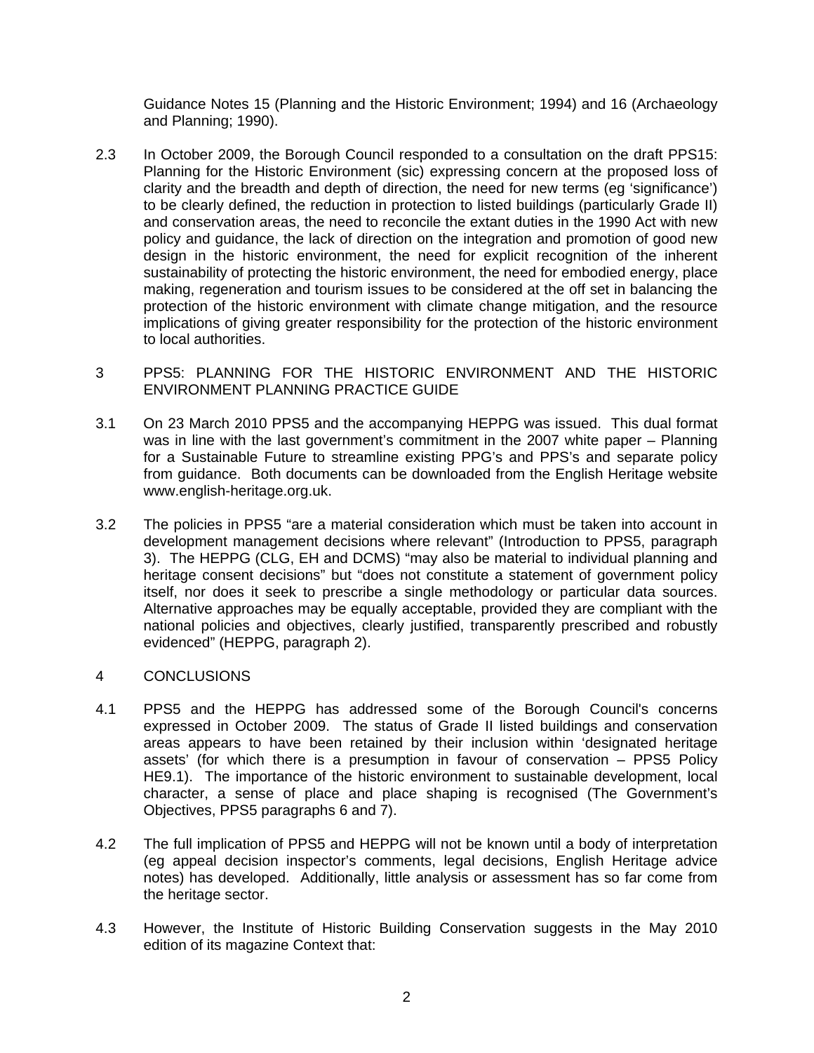Guidance Notes 15 (Planning and the Historic Environment; 1994) and 16 (Archaeology and Planning; 1990).

2.3 In October 2009, the Borough Council responded to a consultation on the draft PPS15: Planning for the Historic Environment (sic) expressing concern at the proposed loss of clarity and the breadth and depth of direction, the need for new terms (eg 'significance') to be clearly defined, the reduction in protection to listed buildings (particularly Grade II) and conservation areas, the need to reconcile the extant duties in the 1990 Act with new policy and guidance, the lack of direction on the integration and promotion of good new design in the historic environment, the need for explicit recognition of the inherent sustainability of protecting the historic environment, the need for embodied energy, place making, regeneration and tourism issues to be considered at the off set in balancing the protection of the historic environment with climate change mitigation, and the resource implications of giving greater responsibility for the protection of the historic environment to local authorities.

## 3 PPS5: PLANNING FOR THE HISTORIC ENVIRONMENT AND THE HISTORIC ENVIRONMENT PLANNING PRACTICE GUIDE

3.1 On 23 March 2010 PPS5 and the accompanying HEPPG was issued. This dual format was in line with the last government's commitment in the 2007 white paper – Planning for a Sustainable Future to streamline existing PPG's and PPS's and separate policy from guidance. Both documents can be downloaded from the English Heritage website www.english-heritage.org.uk.

3.2 The policies in PPS5 "are a material consideration which must be taken into account in development management decisions where relevant" (Introduction to PPS5, paragraph 3). The HEPPG (CLG, EH and DCMS) "may also be material to individual planning and heritage consent decisions" but "does not constitute a statement of government policy itself, nor does it seek to prescribe a single methodology or particular data sources. Alternative approaches may be equally acceptable, provided they are compliant with the national policies and objectives, clearly justified, transparently prescribed and robustly evidenced" (HEPPG, paragraph 2).

## 4 CONCLUSIONS

4.1 PPS5 and the HEPPG has addressed some of the Borough Council's concerns expressed in October 2009. The status of Grade II listed buildings and conservation areas appears to have been retained by their inclusion within 'designated heritage assets' (for which there is a presumption in favour of conservation – PPS5 Policy HE9.1). The importance of the historic environment to sustainable development, local character, a sense of place and place shaping is recognised (The Government's Objectives, PPS5 paragraphs 6 and 7).

4.2 The full implication of PPS5 and HEPPG will not be known until a body of interpretation (eg appeal decision inspector's comments, legal decisions, English Heritage advice notes) has developed. Additionally, little analysis or assessment has so far come from the heritage sector.

4.3 However, the Institute of Historic Building Conservation suggests in the May 2010 edition of its magazine Context that: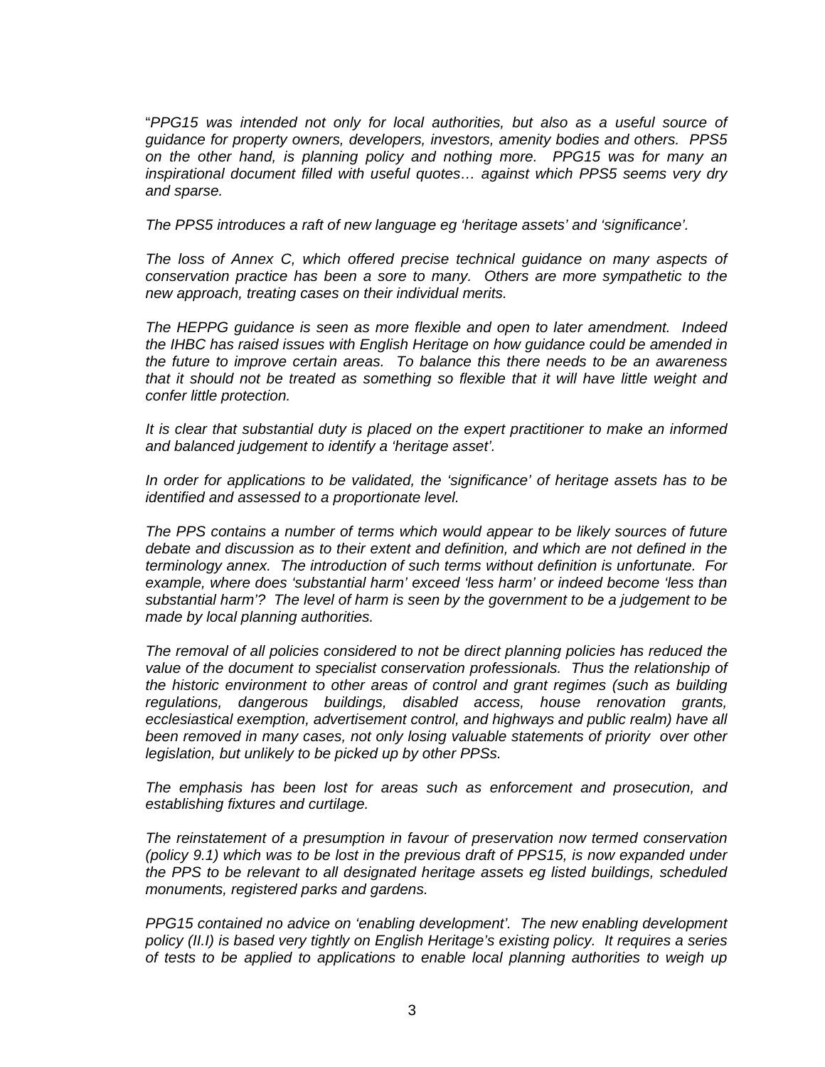"*PPG15 was intended not only for local authorities, but also as a useful source of guidance for property owners, developers, investors, amenity bodies and others. PPS5 on the other hand, is planning policy and nothing more. PPG15 was for many an inspirational document filled with useful quotes… against which PPS5 seems very dry and sparse.*

*The PPS5 introduces a raft of new language eg 'heritage assets' and 'significance'.*

*The loss of Annex C, which offered precise technical guidance on many aspects of conservation practice has been a sore to many. Others are more sympathetic to the new approach, treating cases on their individual merits.*

*The HEPPG guidance is seen as more flexible and open to later amendment. Indeed the IHBC has raised issues with English Heritage on how guidance could be amended in the future to improve certain areas. To balance this there needs to be an awareness that it should not be treated as something so flexible that it will have little weight and confer little protection.*

*It is clear that substantial duty is placed on the expert practitioner to make an informed and balanced judgement to identify a 'heritage asset'.*

*In order for applications to be validated, the 'significance' of heritage assets has to be identified and assessed to a proportionate level.*

*The PPS contains a number of terms which would appear to be likely sources of future debate and discussion as to their extent and definition, and which are not defined in the terminology annex. The introduction of such terms without definition is unfortunate. For example, where does 'substantial harm' exceed 'less harm' or indeed become 'less than substantial harm'? The level of harm is seen by the government to be a judgement to be made by local planning authorities.*

*The removal of all policies considered to not be direct planning policies has reduced the value of the document to specialist conservation professionals. Thus the relationship of the historic environment to other areas of control and grant regimes (such as building regulations, dangerous buildings, disabled access, house renovation grants, ecclesiastical exemption, advertisement control, and highways and public realm) have all been removed in many cases, not only losing valuable statements of priority over other legislation, but unlikely to be picked up by other PPSs.*

*The emphasis has been lost for areas such as enforcement and prosecution, and establishing fixtures and curtilage.*

*The reinstatement of a presumption in favour of preservation now termed conservation (policy 9.1) which was to be lost in the previous draft of PPS15, is now expanded under the PPS to be relevant to all designated heritage assets eg listed buildings, scheduled monuments, registered parks and gardens.*

*PPG15 contained no advice on 'enabling development'. The new enabling development policy (II.I) is based very tightly on English Heritage's existing policy. It requires a series of tests to be applied to applications to enable local planning authorities to weigh up*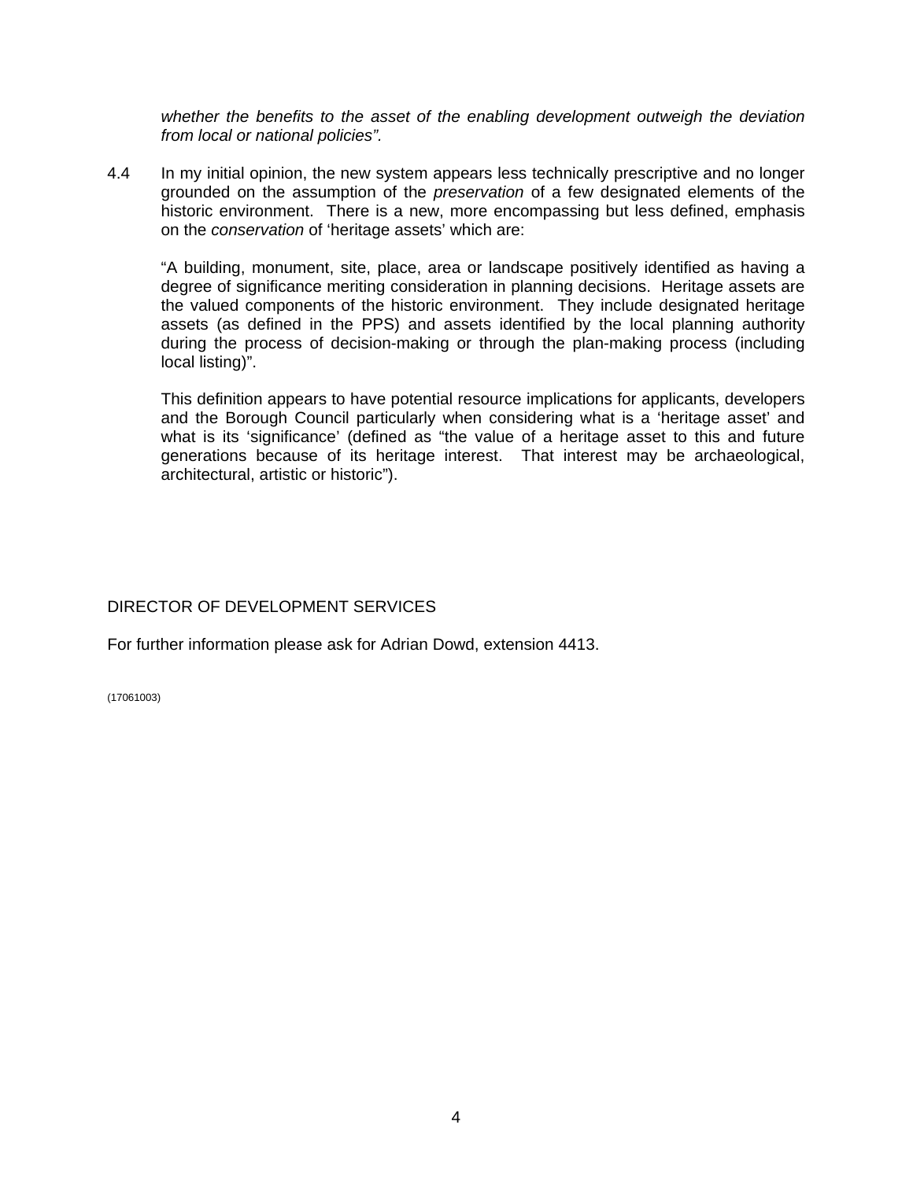*whether the benefits to the asset of the enabling development outweigh the deviation from local or national policies".*

4.4 In my initial opinion, the new system appears less technically prescriptive and no longer grounded on the assumption of the *preservation* of a few designated elements of the historic environment. There is a new, more encompassing but less defined, emphasis on the *conservation* of 'heritage assets' which are:

"A building, monument, site, place, area or landscape positively identified as having a degree of significance meriting consideration in planning decisions. Heritage assets are the valued components of the historic environment. They include designated heritage assets (as defined in the PPS) and assets identified by the local planning authority during the process of decision-making or through the plan-making process (including local listing)".

This definition appears to have potential resource implications for applicants, developers and the Borough Council particularly when considering what is a 'heritage asset' and what is its 'significance' (defined as "the value of a heritage asset to this and future generations because of its heritage interest. That interest may be archaeological, architectural, artistic or historic").

DIRECTOR OF DEVELOPMENT SERVICES

For further information please ask for Adrian Dowd, extension 4413.

(17061003)